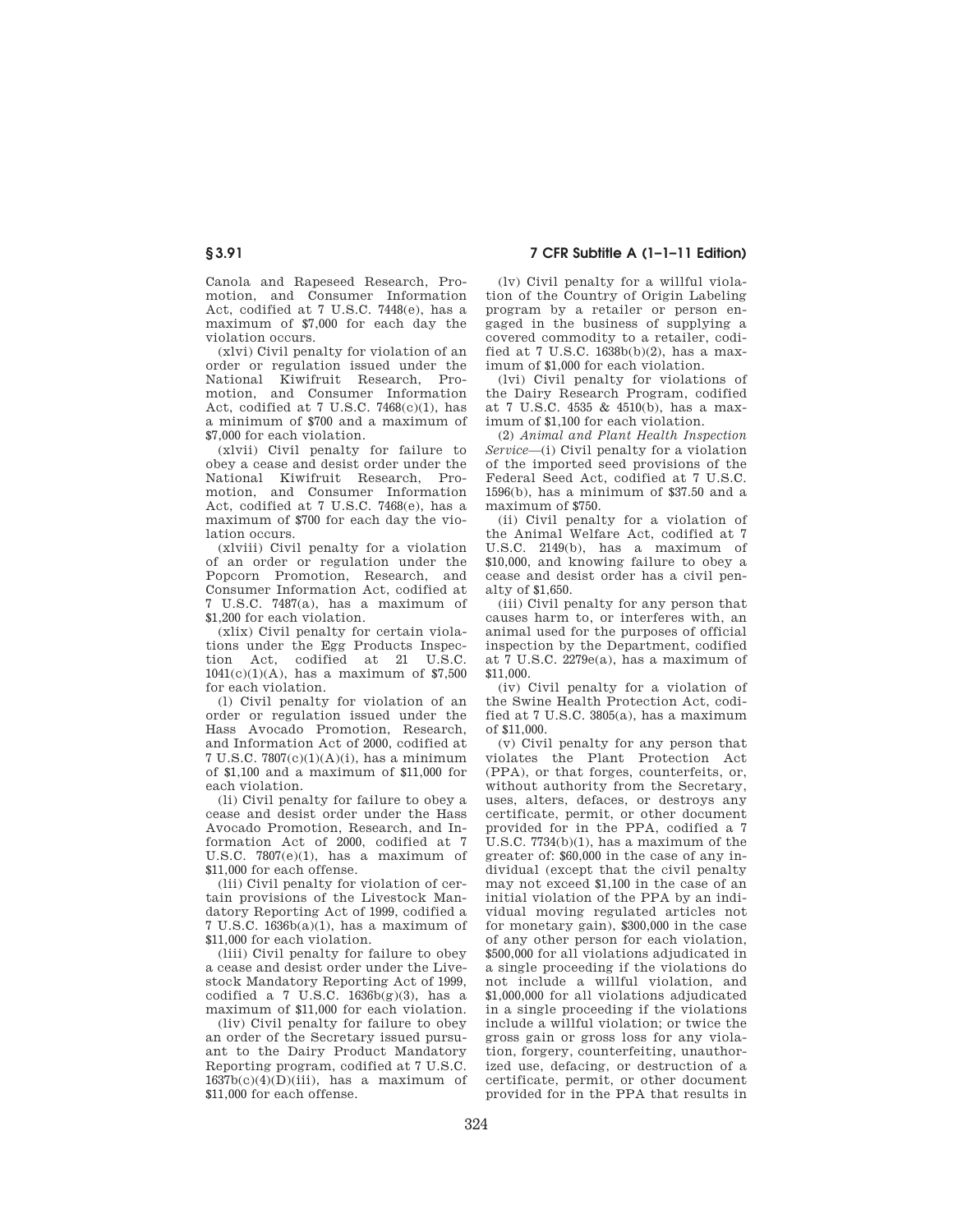Canola and Rapeseed Research, Promotion, and Consumer Information Act, codified at 7 U.S.C. 7448(e), has a maximum of $7,000 for each day the violation occurs.

(xlvi) Civil penalty for violation of an order or regulation issued under the National Kiwifruit Research, Promotion, and Consumer Information Act, codified at 7 U.S.C. 7468(c)(1), has a minimum of $700 and a maximum of $7,000 for each violation.

(xlvii) Civil penalty for failure to obey a cease and desist order under the National Kiwifruit Research, Promotion, and Consumer Information Act, codified at 7 U.S.C. 7468(e), has a maximum of $700 for each day the violation occurs.

(xlviii) Civil penalty for a violation of an order or regulation under the Popcorn Promotion, Research, and Consumer Information Act, codified at 7 U.S.C. 7487(a), has a maximum of $1,200 for each violation.

(xlix) Civil penalty for certain violations under the Egg Products Inspection Act, codified at 21 U.S.C. 1041(c)(1)(A), has a maximum of $7,500 for each violation.

(l) Civil penalty for violation of an order or regulation issued under the Hass Avocado Promotion, Research, and Information Act of 2000, codified at 7 U.S.C. 7807(c)(1)(A)(i), has a minimum of $1,100 and a maximum of $11,000 for each violation.

(li) Civil penalty for failure to obey a cease and desist order under the Hass Avocado Promotion, Research, and Information Act of 2000, codified at 7 U.S.C. 7807(e)(1), has a maximum of $11,000 for each offense.

(lii) Civil penalty for violation of certain provisions of the Livestock Mandatory Reporting Act of 1999, codified a 7 U.S.C. 1636b(a)(1), has a maximum of $11,000 for each violation.

(liii) Civil penalty for failure to obey a cease and desist order under the Livestock Mandatory Reporting Act of 1999, codified a 7 U.S.C. 1636b(g)(3), has a maximum of $11,000 for each violation.

(liv) Civil penalty for failure to obey an order of the Secretary issued pursuant to the Dairy Product Mandatory Reporting program, codified at 7 U.S.C. 1637b(c)(4)(D)(iii), has a maximum of $11,000 for each offense.

(lv) Civil penalty for a willful violation of the Country of Origin Labeling program by a retailer or person engaged in the business of supplying a covered commodity to a retailer, codified at 7 U.S.C. 1638b(b)(2), has a maximum of $1,000 for each violation.

(lvi) Civil penalty for violations of the Dairy Research Program, codified at 7 U.S.C. 4535 & 4510(b), has a maximum of $1,100 for each violation.

(2) *Animal and Plant Health Inspection Service*—(i) Civil penalty for a violation of the imported seed provisions of the Federal Seed Act, codified at 7 U.S.C. 1596(b), has a minimum of $37.50 and a maximum of $750.

(ii) Civil penalty for a violation of the Animal Welfare Act, codified at 7 U.S.C. 2149(b), has a maximum of $10,000, and knowing failure to obey a cease and desist order has a civil penalty of $1,650.

(iii) Civil penalty for any person that causes harm to, or interferes with, an animal used for the purposes of official inspection by the Department, codified at 7 U.S.C. 2279e(a), has a maximum of $11,000.

(iv) Civil penalty for a violation of the Swine Health Protection Act, codified at 7 U.S.C. 3805(a), has a maximum of $11,000.

(v) Civil penalty for any person that violates the Plant Protection Act (PPA), or that forges, counterfeits, or, without authority from the Secretary, uses, alters, defaces, or destroys any certificate, permit, or other document provided for in the PPA, codified a 7 U.S.C. 7734(b)(1), has a maximum of the greater of: $60,000 in the case of any individual (except that the civil penalty may not exceed $1,100 in the case of an initial violation of the PPA by an individual moving regulated articles not for monetary gain), $300,000 in the case of any other person for each violation, $500,000 for all violations adjudicated in a single proceeding if the violations do not include a willful violation, and $1,000,000 for all violations adjudicated in a single proceeding if the violations include a willful violation; or twice the gross gain or gross loss for any violation, forgery, counterfeiting, unauthorized use, defacing, or destruction of a certificate, permit, or other document provided for in the PPA that results in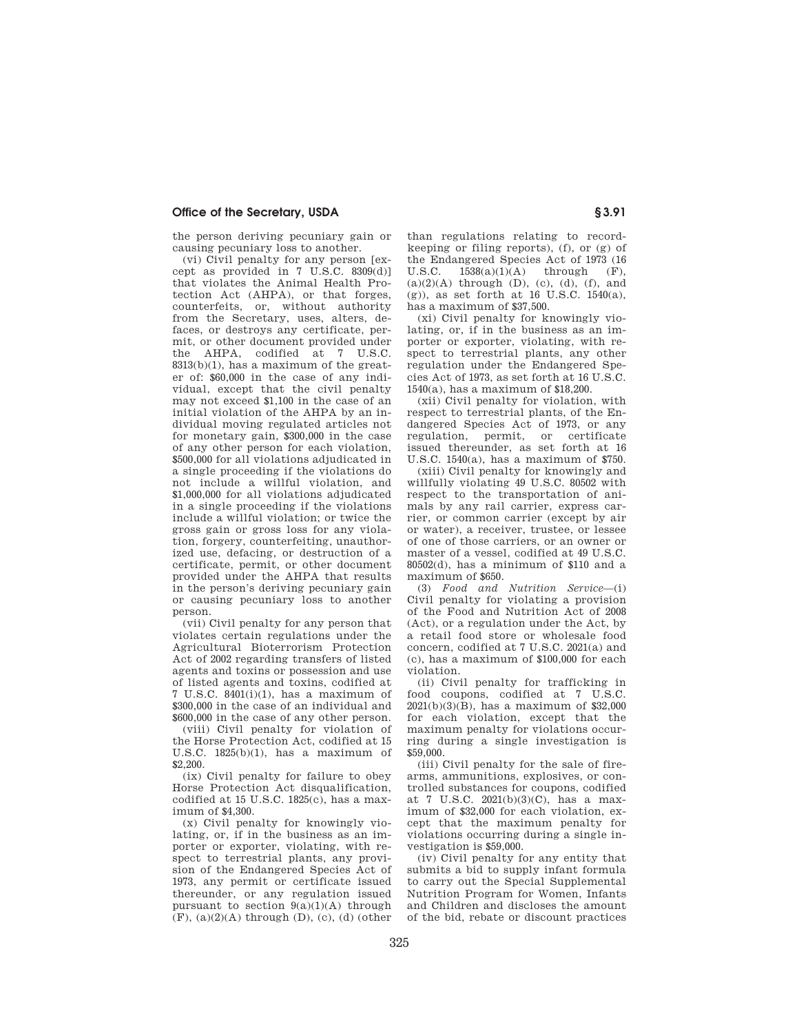the person deriving pecuniary gain or causing pecuniary loss to another.

(vi) Civil penalty for any person [except as provided in 7 U.S.C. 8309(d)] that violates the Animal Health Protection Act (AHPA), or that forges, counterfeits, or, without authority from the Secretary, uses, alters, defaces, or destroys any certificate, permit, or other document provided under the AHPA, codified at 7 U.S.C. 8313(b)(1), has a maximum of the greater of: $60,000 in the case of any individual, except that the civil penalty may not exceed $1,100 in the case of an initial violation of the AHPA by an individual moving regulated articles not for monetary gain, $300,000 in the case of any other person for each violation, $500,000 for all violations adjudicated in a single proceeding if the violations do not include a willful violation, and $1,000,000 for all violations adjudicated in a single proceeding if the violations include a willful violation; or twice the gross gain or gross loss for any violation, forgery, counterfeiting, unauthorized use, defacing, or destruction of a certificate, permit, or other document provided under the AHPA that results in the person's deriving pecuniary gain or causing pecuniary loss to another person.

(vii) Civil penalty for any person that violates certain regulations under the Agricultural Bioterrorism Protection Act of 2002 regarding transfers of listed agents and toxins or possession and use of listed agents and toxins, codified at 7 U.S.C. 8401(i)(1), has a maximum of $300,000 in the case of an individual and $600,000 in the case of any other person.

(viii) Civil penalty for violation of the Horse Protection Act, codified at 15 U.S.C. 1825(b)(1), has a maximum of $2,200.

(ix) Civil penalty for failure to obey Horse Protection Act disqualification, codified at 15 U.S.C. 1825(c), has a maximum of $4,300.

(x) Civil penalty for knowingly violating, or, if in the business as an importer or exporter, violating, with respect to terrestrial plants, any provision of the Endangered Species Act of 1973, any permit or certificate issued thereunder, or any regulation issued pursuant to section 9(a)(1)(A) through (F), (a)(2)(A) through (D), (c), (d) (other than regulations relating to recordkeeping or filing reports), (f), or (g) of the Endangered Species Act of 1973 (16 U.S.C. 1538(a)(1)(A) through (F), (a)(2)(A) through (D), (c), (d), (f), and (g)), as set forth at 16 U.S.C. 1540(a), has a maximum of $37,500.

(xi) Civil penalty for knowingly violating, or, if in the business as an importer or exporter, violating, with respect to terrestrial plants, any other regulation under the Endangered Species Act of 1973, as set forth at 16 U.S.C. 1540(a), has a maximum of $18,200.

(xii) Civil penalty for violation, with respect to terrestrial plants, of the Endangered Species Act of 1973, or any regulation, permit, or certificate issued thereunder, as set forth at 16 U.S.C. 1540(a), has a maximum of $750.

(xiii) Civil penalty for knowingly and willfully violating 49 U.S.C. 80502 with respect to the transportation of animals by any rail carrier, express carrier, or common carrier (except by air or water), a receiver, trustee, or lessee of one of those carriers, or an owner or master of a vessel, codified at 49 U.S.C. 80502(d), has a minimum of $110 and a maximum of $650.

(3) *Food and Nutrition Service*—(i) Civil penalty for violating a provision of the Food and Nutrition Act of 2008 (Act), or a regulation under the Act, by a retail food store or wholesale food concern, codified at 7 U.S.C. 2021(a) and (c), has a maximum of $100,000 for each violation.

(ii) Civil penalty for trafficking in food coupons, codified at 7 U.S.C. 2021(b)(3)(B), has a maximum of $32,000 for each violation, except that the maximum penalty for violations occurring during a single investigation is $59,000.

(iii) Civil penalty for the sale of firearms, ammunitions, explosives, or controlled substances for coupons, codified at 7 U.S.C. 2021(b)(3)(C), has a maximum of $32,000 for each violation, except that the maximum penalty for violations occurring during a single investigation is $59,000.

(iv) Civil penalty for any entity that submits a bid to supply infant formula to carry out the Special Supplemental Nutrition Program for Women, Infants and Children and discloses the amount of the bid, rebate or discount practices